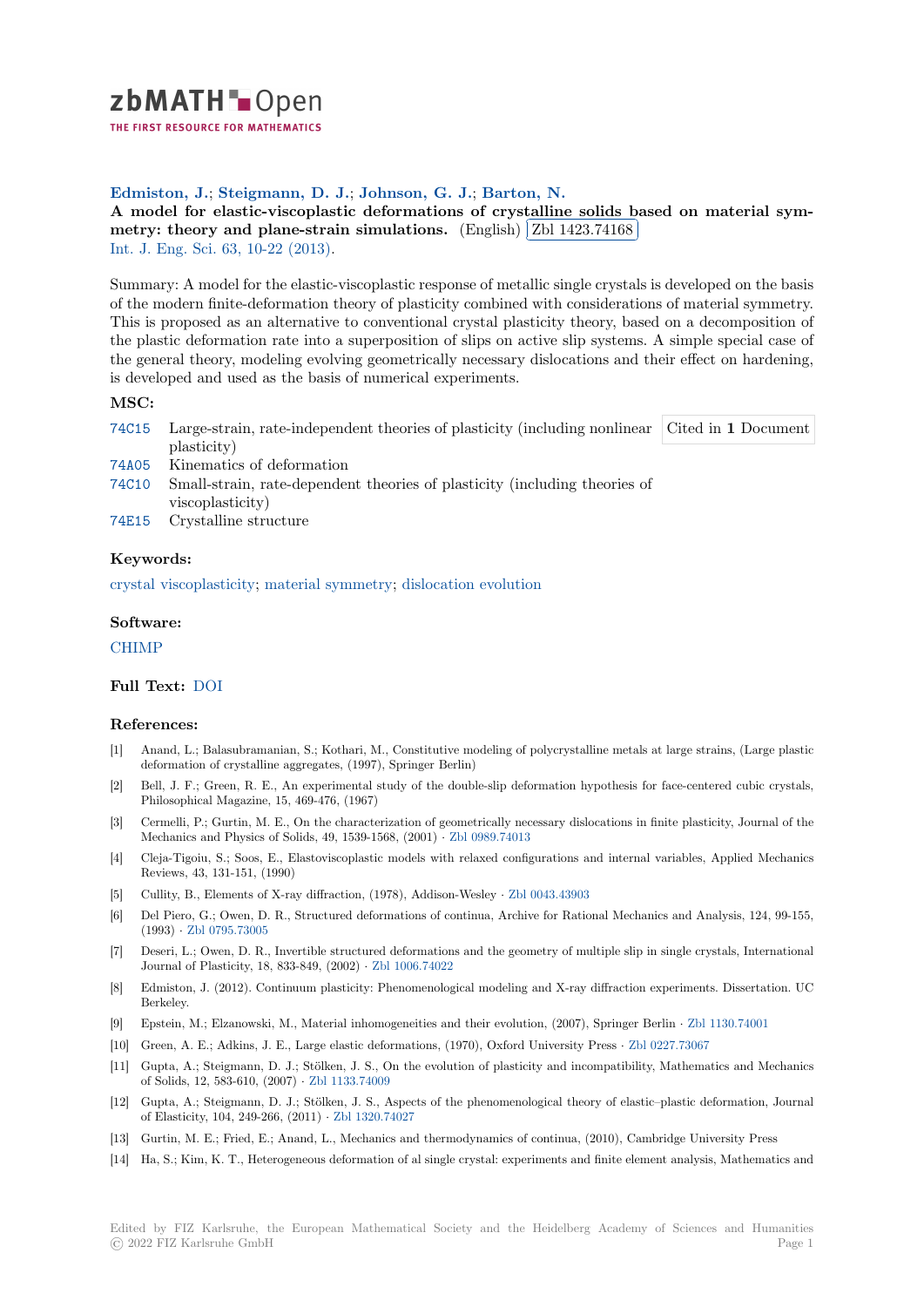**Edmiston, J.**; **Steigmann, D. J.**; **Johnson, G. J.**; **Barton, N.**

**A model for elastic-viscoplastic deformations of crystalline solids based on material symmetry: theory and plane-strain simulations.** (English) Zbl 1423.74168

Int. J. Eng. Sci. 63, 10-22 (2013).

Summary: A model for the elastic-viscoplastic response of metallic single crystals is developed on the basis of the modern finite-deformation theory of plasticity combined with considerations of material symmetry. This is proposed as an alternative to conventional crystal plasticity theory, based on a decomposition of the plastic deformation rate into a superposition of slips on active slip systems. A simple special case of the general theory, modeling evolving geometrically necessary dislocations and their effect on hardening, is developed and used as the basis of numerical experiments.

### MSC:

74C15 Large-strain, rate-independent theories of plasticity (including nonlinear plasticity)

74A05 Kinematics of deformation

74C10 Small-strain, rate-dependent theories of plasticity (including theories of viscoplasticity)

74E15 Crystalline structure

Cited in **1** Document

### Keywords:

crystal viscoplasticity; material symmetry; dislocation evolution

### Software:

CHIMP

### Full Text:

DOI

### References:

[1] Anand, L.; Balasubramanian, S.; Kothari, M., Constitutive modeling of polycrystalline metals at large strains, (Large plastic deformation of crystalline aggregates, (1997), Springer Berlin)

[2] Bell, J. F.; Green, R. E., An experimental study of the double-slip deformation hypothesis for face-centered cubic crystals, Philosophical Magazine, 15, 469-476, (1967)

[3] Cermelli, P.; Gurtin, M. E., On the characterization of geometrically necessary dislocations in finite plasticity, Journal of the Mechanics and Physics of Solids, 49, 1539-1568, (2001) · Zbl 0989.74013

[4] Cleja-Tigoiu, S.; Soos, E., Elastoviscoplastic models with relaxed configurations and internal variables, Applied Mechanics Reviews, 43, 131-151, (1990)

[5] Cullity, B., Elements of X-ray diffraction, (1978), Addison-Wesley · Zbl 0043.43903

[6] Del Piero, G.; Owen, D. R., Structured deformations of continua, Archive for Rational Mechanics and Analysis, 124, 99-155, (1993) · Zbl 0795.73005

[7] Deseri, L.; Owen, D. R., Invertible structured deformations and the geometry of multiple slip in single crystals, International Journal of Plasticity, 18, 833-849, (2002) · Zbl 1006.74022

[8] Edmiston, J. (2012). Continuum plasticity: Phenomenological modeling and X-ray diffraction experiments. Dissertation. UC Berkeley.

[9] Epstein, M.; Elzanowski, M., Material inhomogeneities and their evolution, (2007), Springer Berlin · Zbl 1130.74001

[10] Green, A. E.; Adkins, J. E., Large elastic deformations, (1970), Oxford University Press · Zbl 0227.73067

[11] Gupta, A.; Steigmann, D. J.; Stölken, J. S., On the evolution of plasticity and incompatibility, Mathematics and Mechanics of Solids, 12, 583-610, (2007) · Zbl 1133.74009

[12] Gupta, A.; Steigmann, D. J.; Stölken, J. S., Aspects of the phenomenological theory of elastic–plastic deformation, Journal of Elasticity, 104, 249-266, (2011) · Zbl 1320.74027

[13] Gurtin, M. E.; Fried, E.; Anand, L., Mechanics and thermodynamics of continua, (2010), Cambridge University Press

[14] Ha, S.; Kim, K. T., Heterogeneous deformation of al single crystal: experiments and finite element analysis, Mathematics and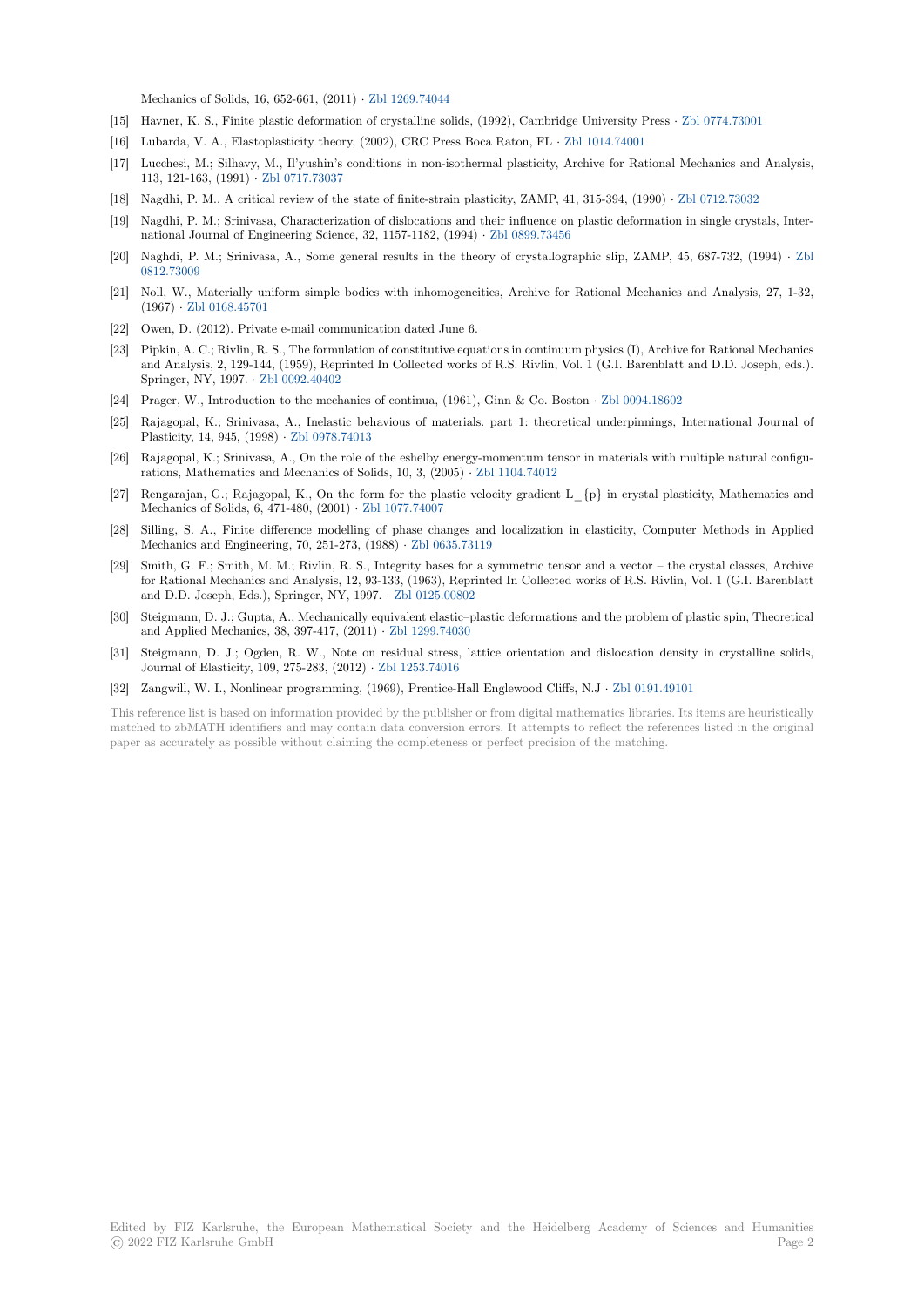Mechanics of Solids, 16, 652-661, (2011) · Zbl 1269.74044

[15] Havner, K. S., Finite plastic deformation of crystalline solids, (1992), Cambridge University Press · Zbl 0774.73001

[16] Lubarda, V. A., Elastoplasticity theory, (2002), CRC Press Boca Raton, FL · Zbl 1014.74001

[17] Lucchesi, M.; Silhavy, M., Il'yushin's conditions in non-isothermal plasticity, Archive for Rational Mechanics and Analysis, 113, 121-163, (1991) · Zbl 0717.73037

[18] Nagdhi, P. M., A critical review of the state of finite-strain plasticity, ZAMP, 41, 315-394, (1990) · Zbl 0712.73032

[19] Nagdhi, P. M.; Srinivasa, Characterization of dislocations and their influence on plastic deformation in single crystals, International Journal of Engineering Science, 32, 1157-1182, (1994) · Zbl 0899.73456

[20] Naghdi, P. M.; Srinivasa, A., Some general results in the theory of crystallographic slip, ZAMP, 45, 687-732, (1994) · Zbl 0812.73009

[21] Noll, W., Materially uniform simple bodies with inhomogeneities, Archive for Rational Mechanics and Analysis, 27, 1-32, (1967) · Zbl 0168.45701

[22] Owen, D. (2012). Private e-mail communication dated June 6.

[23] Pipkin, A. C.; Rivlin, R. S., The formulation of constitutive equations in continuum physics (I), Archive for Rational Mechanics and Analysis, 2, 129-144, (1959), Reprinted In Collected works of R.S. Rivlin, Vol. 1 (G.I. Barenblatt and D.D. Joseph, eds.). Springer, NY, 1997. · Zbl 0092.40402

[24] Prager, W., Introduction to the mechanics of continua, (1961), Ginn & Co. Boston · Zbl 0094.18602

[25] Rajagopal, K.; Srinivasa, A., Inelastic behavious of materials. part 1: theoretical underpinnings, International Journal of Plasticity, 14, 945, (1998) · Zbl 0978.74013

[26] Rajagopal, K.; Srinivasa, A., On the role of the eshelby energy-momentum tensor in materials with multiple natural configurations, Mathematics and Mechanics of Solids, 10, 3, (2005) · Zbl 1104.74012

[27] Rengarajan, G.; Rajagopal, K., On the form for the plastic velocity gradient L_{p} in crystal plasticity, Mathematics and Mechanics of Solids, 6, 471-480, (2001) · Zbl 1077.74007

[28] Silling, S. A., Finite difference modelling of phase changes and localization in elasticity, Computer Methods in Applied Mechanics and Engineering, 70, 251-273, (1988) · Zbl 0635.73119

[29] Smith, G. F.; Smith, M. M.; Rivlin, R. S., Integrity bases for a symmetric tensor and a vector – the crystal classes, Archive for Rational Mechanics and Analysis, 12, 93-133, (1963), Reprinted In Collected works of R.S. Rivlin, Vol. 1 (G.I. Barenblatt and D.D. Joseph, Eds.), Springer, NY, 1997. · Zbl 0125.00802

[30] Steigmann, D. J.; Gupta, A., Mechanically equivalent elastic–plastic deformations and the problem of plastic spin, Theoretical and Applied Mechanics, 38, 397-417, (2011) · Zbl 1299.74030

[31] Steigmann, D. J.; Ogden, R. W., Note on residual stress, lattice orientation and dislocation density in crystalline solids, Journal of Elasticity, 109, 275-283, (2012) · Zbl 1253.74016

[32] Zangwill, W. I., Nonlinear programming, (1969), Prentice-Hall Englewood Cliffs, N.J · Zbl 0191.49101

This reference list is based on information provided by the publisher or from digital mathematics libraries. Its items are heuristically matched to zbMATH identifiers and may contain data conversion errors. It attempts to reflect the references listed in the original paper as accurately as possible without claiming the completeness or perfect precision of the matching.